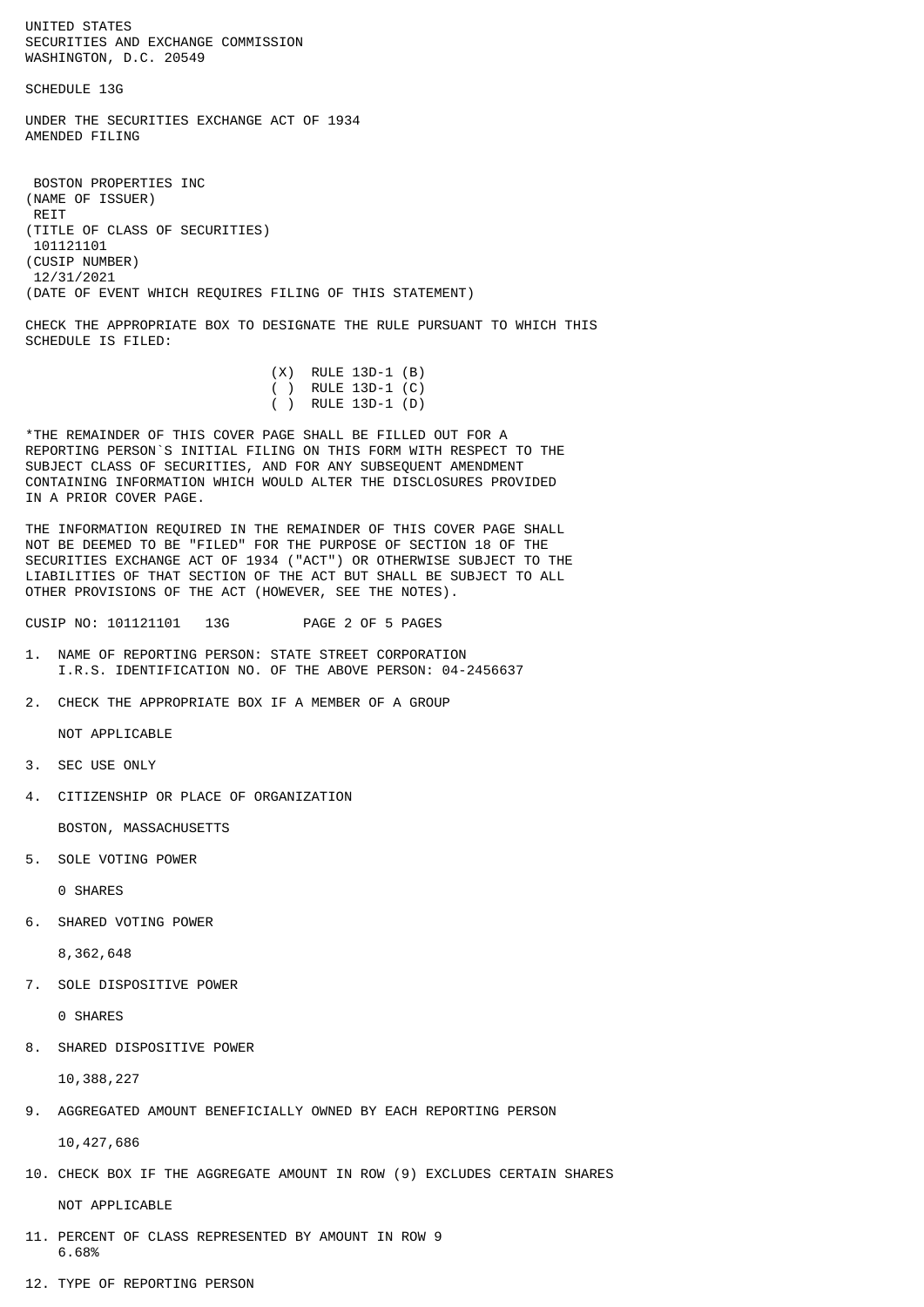UNITED STATES
SECURITIES AND EXCHANGE COMMISSION
WASHINGTON, D.C. 20549

# SCHEDULE 13G

UNDER THE SECURITIES EXCHANGE ACT OF 1934
AMENDED FILING

BOSTON PROPERTIES INC
(NAME OF ISSUER)
REIT
(TITLE OF CLASS OF SECURITIES)
101121101
(CUSIP NUMBER)
12/31/2021
(DATE OF EVENT WHICH REQUIRES FILING OF THIS STATEMENT)

CHECK THE APPROPRIATE BOX TO DESIGNATE THE RULE PURSUANT TO WHICH THIS SCHEDULE IS FILED:

(X) RULE 13D-1 (B)
( ) RULE 13D-1 (C)
( ) RULE 13D-1 (D)

*THE REMAINDER OF THIS COVER PAGE SHALL BE FILLED OUT FOR A REPORTING PERSON`S INITIAL FILING ON THIS FORM WITH RESPECT TO THE SUBJECT CLASS OF SECURITIES, AND FOR ANY SUBSEQUENT AMENDMENT CONTAINING INFORMATION WHICH WOULD ALTER THE DISCLOSURES PROVIDED IN A PRIOR COVER PAGE.

THE INFORMATION REQUIRED IN THE REMAINDER OF THIS COVER PAGE SHALL NOT BE DEEMED TO BE "FILED" FOR THE PURPOSE OF SECTION 18 OF THE SECURITIES EXCHANGE ACT OF 1934 ("ACT") OR OTHERWISE SUBJECT TO THE LIABILITIES OF THAT SECTION OF THE ACT BUT SHALL BE SUBJECT TO ALL OTHER PROVISIONS OF THE ACT (HOWEVER, SEE THE NOTES).

CUSIP NO: 101121101 13G

1. NAME OF REPORTING PERSON: STATE STREET CORPORATION
   I.R.S. IDENTIFICATION NO. OF THE ABOVE PERSON: 04-2456637

2. CHECK THE APPROPRIATE BOX IF A MEMBER OF A GROUP

   NOT APPLICABLE

3. SEC USE ONLY

4. CITIZENSHIP OR PLACE OF ORGANIZATION

   BOSTON, MASSACHUSETTS

5. SOLE VOTING POWER

   0 SHARES

6. SHARED VOTING POWER

   8,362,648

7. SOLE DISPOSITIVE POWER

   0 SHARES

8. SHARED DISPOSITIVE POWER

   10,388,227

9. AGGREGATED AMOUNT BENEFICIALLY OWNED BY EACH REPORTING PERSON

   10,427,686

10. CHECK BOX IF THE AGGREGATE AMOUNT IN ROW (9) EXCLUDES CERTAIN SHARES

    NOT APPLICABLE

11. PERCENT OF CLASS REPRESENTED BY AMOUNT IN ROW 9
    6.68%

12. TYPE OF REPORTING PERSON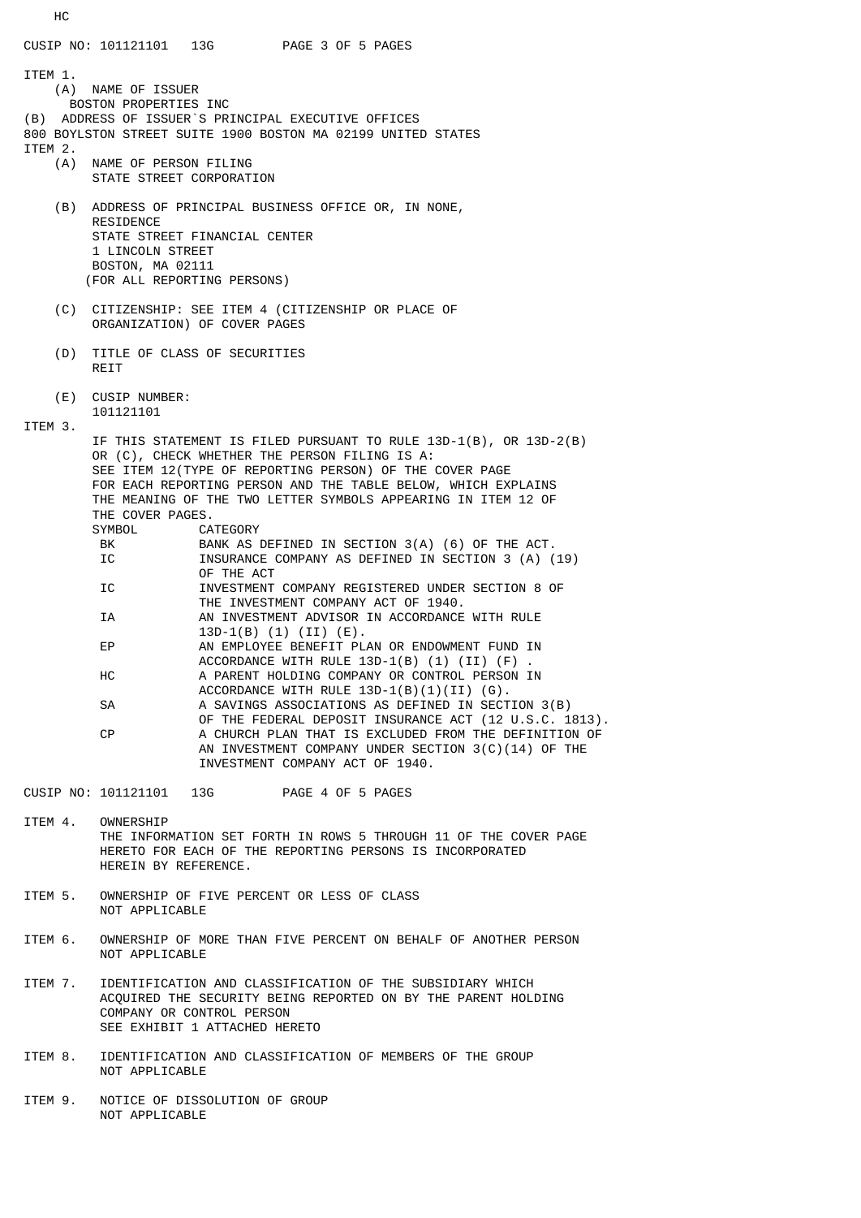HC

ITEM 1.

(A) NAME OF ISSUER
BOSTON PROPERTIES INC

(B) ADDRESS OF ISSUER`S PRINCIPAL EXECUTIVE OFFICES
800 BOYLSTON STREET SUITE 1900 BOSTON MA 02199 UNITED STATES

ITEM 2.

(A) NAME OF PERSON FILING
STATE STREET CORPORATION

(B) ADDRESS OF PRINCIPAL BUSINESS OFFICE OR, IN NONE, RESIDENCE
STATE STREET FINANCIAL CENTER
1 LINCOLN STREET
BOSTON, MA 02111
(FOR ALL REPORTING PERSONS)

(C) CITIZENSHIP: SEE ITEM 4 (CITIZENSHIP OR PLACE OF ORGANIZATION) OF COVER PAGES

(D) TITLE OF CLASS OF SECURITIES
REIT

(E) CUSIP NUMBER:
101121101

ITEM 3.

IF THIS STATEMENT IS FILED PURSUANT TO RULE 13D-1(B), OR 13D-2(B) OR (C), CHECK WHETHER THE PERSON FILING IS A:
SEE ITEM 12(TYPE OF REPORTING PERSON) OF THE COVER PAGE FOR EACH REPORTING PERSON AND THE TABLE BELOW, WHICH EXPLAINS THE MEANING OF THE TWO LETTER SYMBOLS APPEARING IN ITEM 12 OF THE COVER PAGES.

| SYMBOL | CATEGORY |
|---|---|
| BK | BANK AS DEFINED IN SECTION 3(A) (6) OF THE ACT. |
| IC | INSURANCE COMPANY AS DEFINED IN SECTION 3 (A) (19) OF THE ACT |
| IC | INVESTMENT COMPANY REGISTERED UNDER SECTION 8 OF THE INVESTMENT COMPANY ACT OF 1940. |
| IA | AN INVESTMENT ADVISOR IN ACCORDANCE WITH RULE 13D-1(B) (1) (II) (E). |
| EP | AN EMPLOYEE BENEFIT PLAN OR ENDOWMENT FUND IN ACCORDANCE WITH RULE 13D-1(B) (1) (II) (F) . |
| HC | A PARENT HOLDING COMPANY OR CONTROL PERSON IN ACCORDANCE WITH RULE 13D-1(B)(1)(II) (G). |
| SA | A SAVINGS ASSOCIATIONS AS DEFINED IN SECTION 3(B) OF THE FEDERAL DEPOSIT INSURANCE ACT (12 U.S.C. 1813). |
| CP | A CHURCH PLAN THAT IS EXCLUDED FROM THE DEFINITION OF AN INVESTMENT COMPANY UNDER SECTION 3(C)(14) OF THE INVESTMENT COMPANY ACT OF 1940. |

ITEM 4. OWNERSHIP
THE INFORMATION SET FORTH IN ROWS 5 THROUGH 11 OF THE COVER PAGE HERETO FOR EACH OF THE REPORTING PERSONS IS INCORPORATED HEREIN BY REFERENCE.

ITEM 5. OWNERSHIP OF FIVE PERCENT OR LESS OF CLASS
NOT APPLICABLE

ITEM 6. OWNERSHIP OF MORE THAN FIVE PERCENT ON BEHALF OF ANOTHER PERSON
NOT APPLICABLE

ITEM 7. IDENTIFICATION AND CLASSIFICATION OF THE SUBSIDIARY WHICH ACQUIRED THE SECURITY BEING REPORTED ON BY THE PARENT HOLDING COMPANY OR CONTROL PERSON
SEE EXHIBIT 1 ATTACHED HERETO

ITEM 8. IDENTIFICATION AND CLASSIFICATION OF MEMBERS OF THE GROUP
NOT APPLICABLE

ITEM 9. NOTICE OF DISSOLUTION OF GROUP
NOT APPLICABLE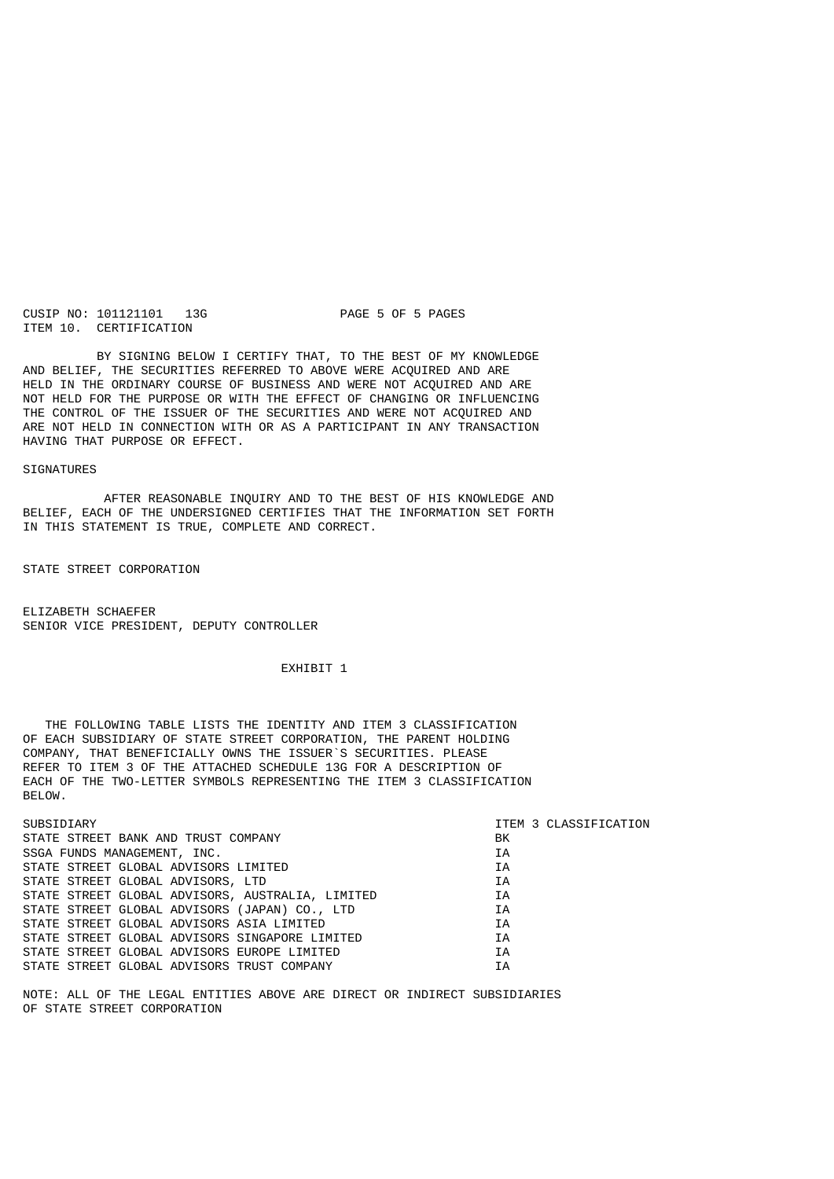CUSIP NO: 101121101 13G

ITEM 10. CERTIFICATION

BY SIGNING BELOW I CERTIFY THAT, TO THE BEST OF MY KNOWLEDGE AND BELIEF, THE SECURITIES REFERRED TO ABOVE WERE ACQUIRED AND ARE HELD IN THE ORDINARY COURSE OF BUSINESS AND WERE NOT ACQUIRED AND ARE NOT HELD FOR THE PURPOSE OR WITH THE EFFECT OF CHANGING OR INFLUENCING THE CONTROL OF THE ISSUER OF THE SECURITIES AND WERE NOT ACQUIRED AND ARE NOT HELD IN CONNECTION WITH OR AS A PARTICIPANT IN ANY TRANSACTION HAVING THAT PURPOSE OR EFFECT.

SIGNATURES

AFTER REASONABLE INQUIRY AND TO THE BEST OF HIS KNOWLEDGE AND BELIEF, EACH OF THE UNDERSIGNED CERTIFIES THAT THE INFORMATION SET FORTH IN THIS STATEMENT IS TRUE, COMPLETE AND CORRECT.

STATE STREET CORPORATION

ELIZABETH SCHAEFER
SENIOR VICE PRESIDENT, DEPUTY CONTROLLER

EXHIBIT 1

THE FOLLOWING TABLE LISTS THE IDENTITY AND ITEM 3 CLASSIFICATION OF EACH SUBSIDIARY OF STATE STREET CORPORATION, THE PARENT HOLDING COMPANY, THAT BENEFICIALLY OWNS THE ISSUER`S SECURITIES. PLEASE REFER TO ITEM 3 OF THE ATTACHED SCHEDULE 13G FOR A DESCRIPTION OF EACH OF THE TWO-LETTER SYMBOLS REPRESENTING THE ITEM 3 CLASSIFICATION BELOW.

| SUBSIDIARY | ITEM 3 CLASSIFICATION |
|---|---|
| STATE STREET BANK AND TRUST COMPANY | BK |
| SSGA FUNDS MANAGEMENT, INC. | IA |
| STATE STREET GLOBAL ADVISORS LIMITED | IA |
| STATE STREET GLOBAL ADVISORS, LTD | IA |
| STATE STREET GLOBAL ADVISORS, AUSTRALIA, LIMITED | IA |
| STATE STREET GLOBAL ADVISORS (JAPAN) CO., LTD | IA |
| STATE STREET GLOBAL ADVISORS ASIA LIMITED | IA |
| STATE STREET GLOBAL ADVISORS SINGAPORE LIMITED | IA |
| STATE STREET GLOBAL ADVISORS EUROPE LIMITED | IA |
| STATE STREET GLOBAL ADVISORS TRUST COMPANY | IA |

NOTE: ALL OF THE LEGAL ENTITIES ABOVE ARE DIRECT OR INDIRECT SUBSIDIARIES OF STATE STREET CORPORATION